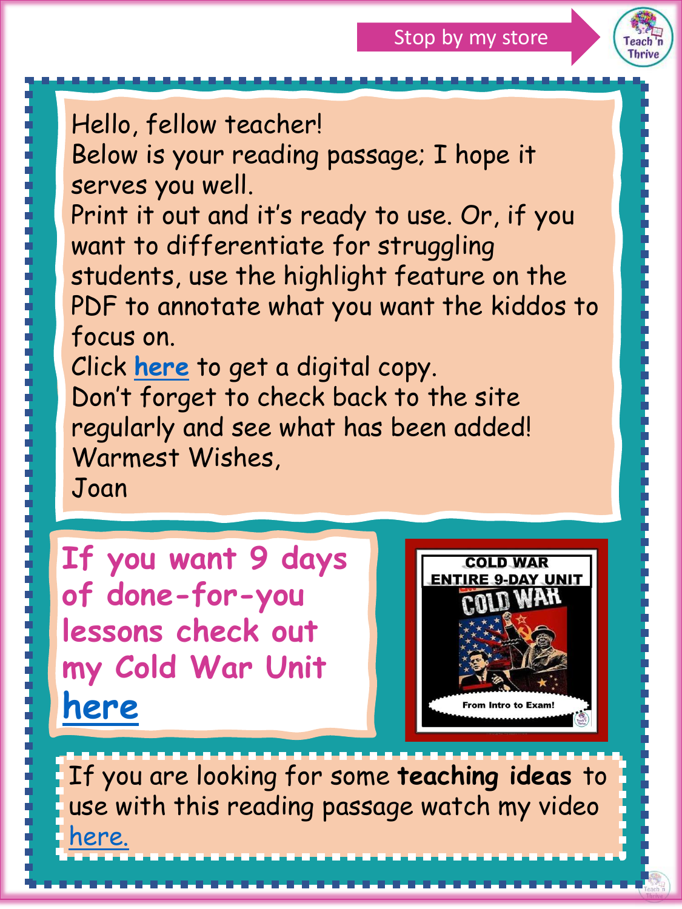Stop by my store

Hello, fellow teacher!
Below is your reading passage; I hope it serves you well.
Print it out and it's ready to use. Or, if you want to differentiate for struggling students, use the highlight feature on the PDF to annotate what you want the kiddos to focus on.
Click here to get a digital copy.
Don't forget to check back to the site regularly and see what has been added!
Warmest Wishes,
Joan

**If you want 9 days of done-for-you lessons check out my Cold War Unit here**

COLD WAR
ENTIRE 9-DAY UNIT
COLD WAR
From Intro to Exam!

If you are looking for some **teaching ideas** to use with this reading passage watch my video here.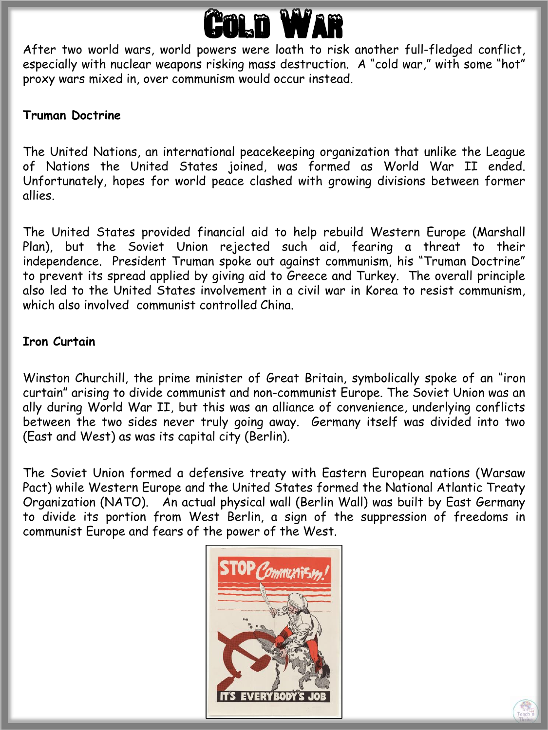# Cold War

After two world wars, world powers were loath to risk another full-fledged conflict, especially with nuclear weapons risking mass destruction. A "cold war," with some "hot" proxy wars mixed in, over communism would occur instead.

**Truman Doctrine**

The United Nations, an international peacekeeping organization that unlike the League of Nations the United States joined, was formed as World War II ended. Unfortunately, hopes for world peace clashed with growing divisions between former allies.

The United States provided financial aid to help rebuild Western Europe (Marshall Plan), but the Soviet Union rejected such aid, fearing a threat to their independence. President Truman spoke out against communism, his "Truman Doctrine" to prevent its spread applied by giving aid to Greece and Turkey. The overall principle also led to the United States involvement in a civil war in Korea to resist communism, which also involved communist controlled China.

**Iron Curtain**

Winston Churchill, the prime minister of Great Britain, symbolically spoke of an "iron curtain" arising to divide communist and non-communist Europe. The Soviet Union was an ally during World War II, but this was an alliance of convenience, underlying conflicts between the two sides never truly going away. Germany itself was divided into two (East and West) as was its capital city (Berlin).

The Soviet Union formed a defensive treaty with Eastern European nations (Warsaw Pact) while Western Europe and the United States formed the National Atlantic Treaty Organization (NATO). An actual physical wall (Berlin Wall) was built by East Germany to divide its portion from West Berlin, a sign of the suppression of freedoms in communist Europe and fears of the power of the West.

STOP Communism! IT'S EVERYBODY'S JOB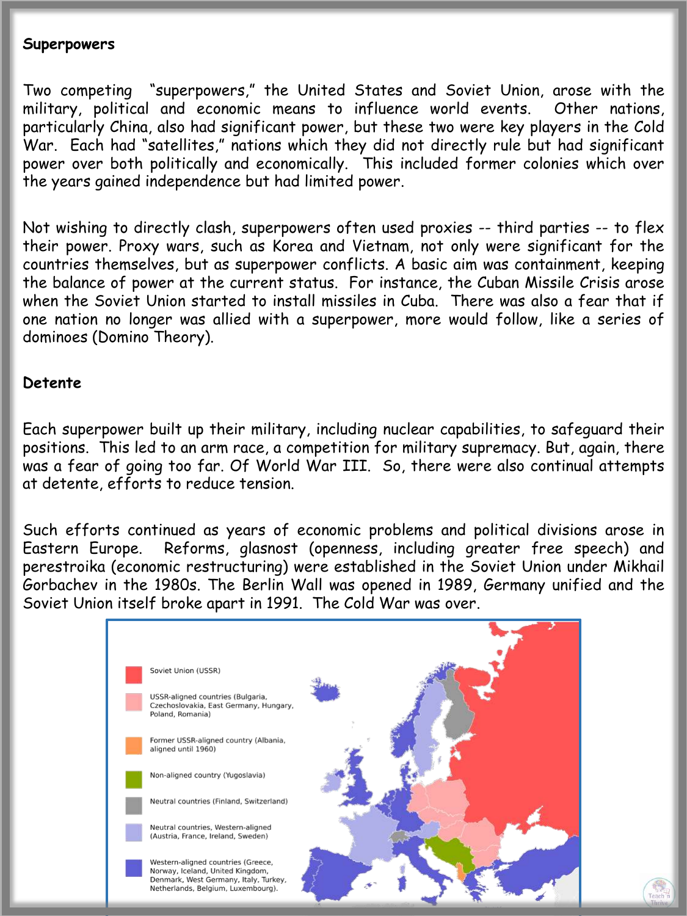**Superpowers**

Two competing "superpowers," the United States and Soviet Union, arose with the military, political and economic means to influence world events. Other nations, particularly China, also had significant power, but these two were key players in the Cold War. Each had "satellites," nations which they did not directly rule but had significant power over both politically and economically. This included former colonies which over the years gained independence but had limited power.

Not wishing to directly clash, superpowers often used proxies -- third parties -- to flex their power. Proxy wars, such as Korea and Vietnam, not only were significant for the countries themselves, but as superpower conflicts. A basic aim was containment, keeping the balance of power at the current status. For instance, the Cuban Missile Crisis arose when the Soviet Union started to install missiles in Cuba. There was also a fear that if one nation no longer was allied with a superpower, more would follow, like a series of dominoes (Domino Theory).

**Detente**

Each superpower built up their military, including nuclear capabilities, to safeguard their positions. This led to an arm race, a competition for military supremacy. But, again, there was a fear of going too far. Of World War III. So, there were also continual attempts at detente, efforts to reduce tension.

Such efforts continued as years of economic problems and political divisions arose in Eastern Europe. Reforms, glasnost (openness, including greater free speech) and perestroika (economic restructuring) were established in the Soviet Union under Mikhail Gorbachev in the 1980s. The Berlin Wall was opened in 1989, Germany unified and the Soviet Union itself broke apart in 1991. The Cold War was over.

Soviet Union (USSR)

USSR-aligned countries (Bulgaria, Czechoslovakia, East Germany, Hungary, Poland, Romania)

Former USSR-aligned country (Albania, aligned until 1960)

Non-aligned country (Yugoslavia)

Neutral countries (Finland, Switzerland)

Neutral countries, Western-aligned (Austria, France, Ireland, Sweden)

Western-aligned countries (Greece, Norway, Iceland, United Kingdom, Denmark, West Germany, Italy, Turkey, Netherlands, Belgium, Luxembourg).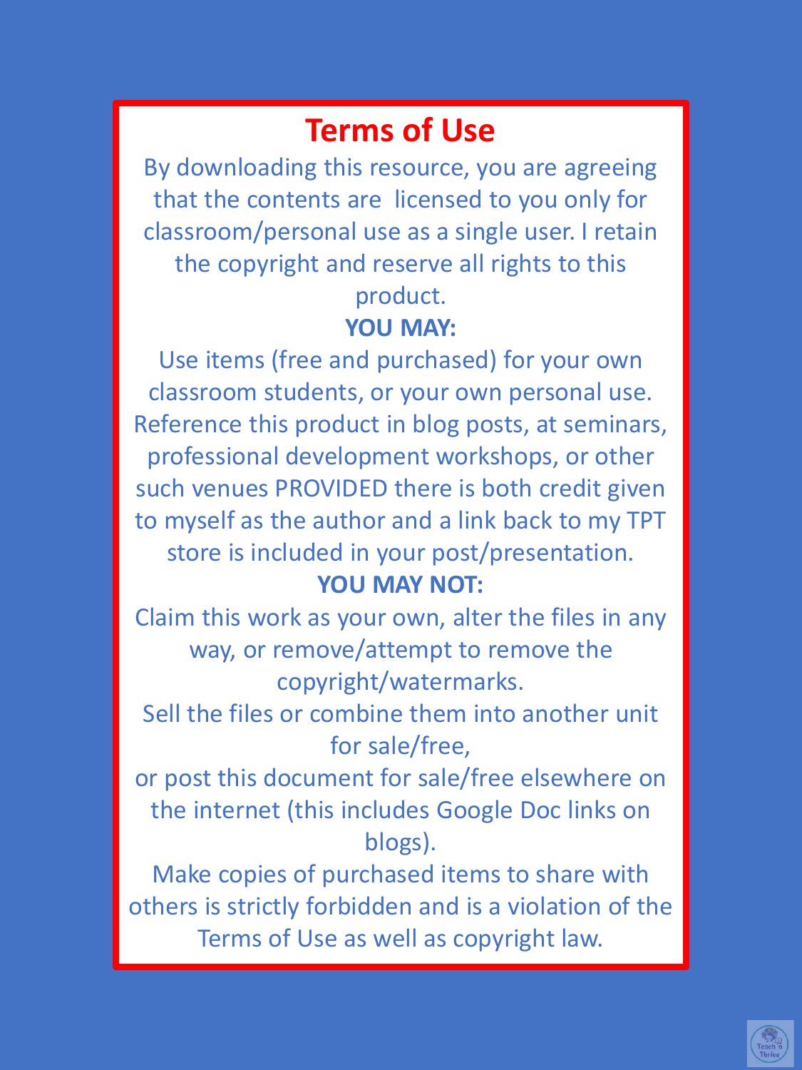# Terms of Use

By downloading this resource, you are agreeing that the contents are licensed to you only for classroom/personal use as a single user. I retain the copyright and reserve all rights to this product.

**YOU MAY:**

Use items (free and purchased) for your own classroom students, or your own personal use.

Reference this product in blog posts, at seminars, professional development workshops, or other such venues PROVIDED there is both credit given to myself as the author and a link back to my TPT store is included in your post/presentation.

**YOU MAY NOT:**

Claim this work as your own, alter the files in any way, or remove/attempt to remove the copyright/watermarks.

Sell the files or combine them into another unit for sale/free,

or post this document for sale/free elsewhere on the internet (this includes Google Doc links on blogs).

Make copies of purchased items to share with others is strictly forbidden and is a violation of the Terms of Use as well as copyright law.